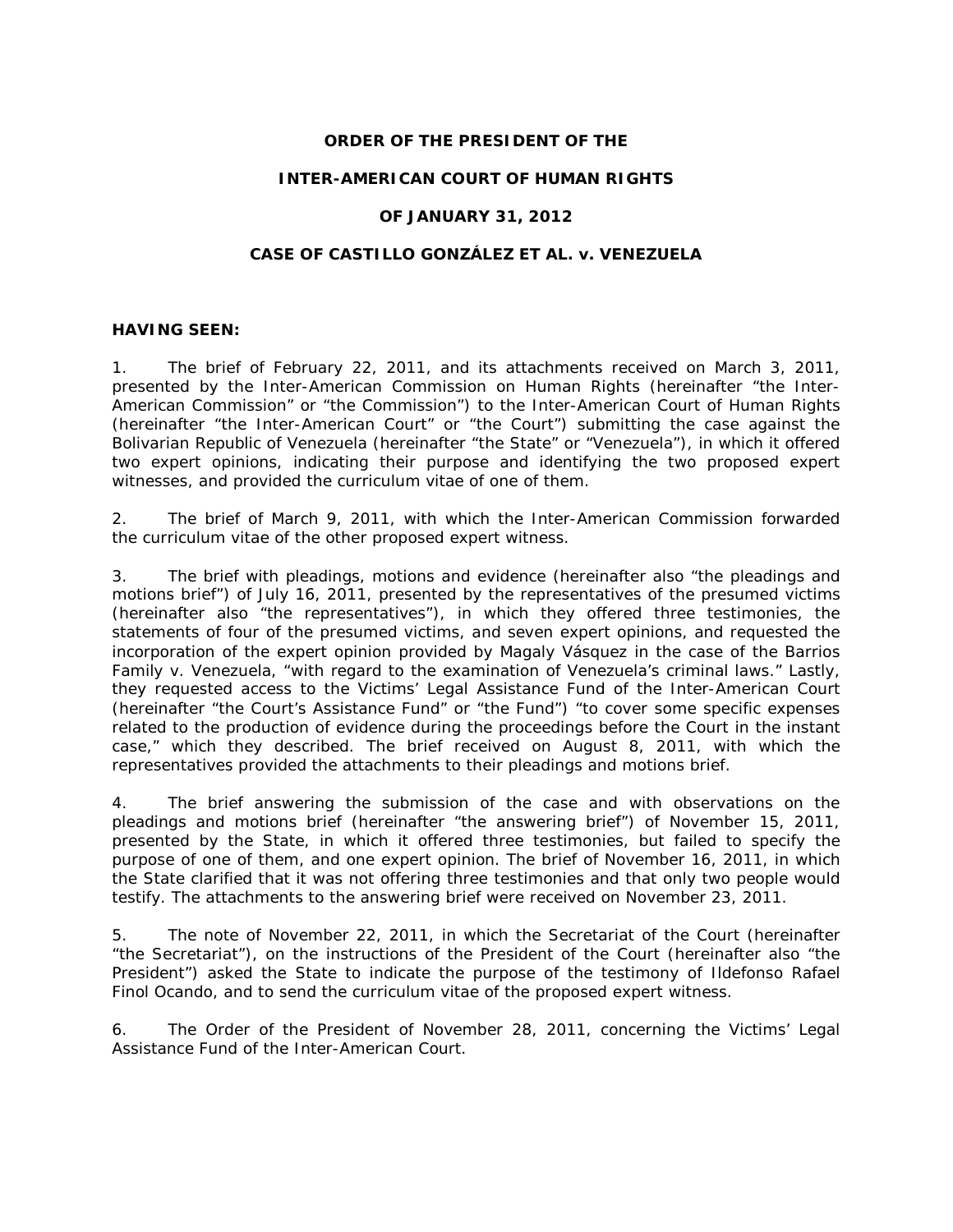**ORDER OF THE PRESIDENT OF THE**

**INTER-AMERICAN COURT OF HUMAN RIGHTS**

**OF JANUARY 31, 2012**

**CASE OF CASTILLO GONZÁLEZ ET AL. v. VENEZUELA**

**HAVING SEEN:**

1. The brief of February 22, 2011, and its attachments received on March 3, 2011, presented by the Inter-American Commission on Human Rights (hereinafter "the Inter-American Commission" or "the Commission") to the Inter-American Court of Human Rights (hereinafter "the Inter-American Court" or "the Court") submitting the case against the Bolivarian Republic of Venezuela (hereinafter "the State" or "Venezuela"), in which it offered two expert opinions, indicating their purpose and identifying the two proposed expert witnesses, and provided the curriculum vitae of one of them.

2. The brief of March 9, 2011, with which the Inter-American Commission forwarded the curriculum vitae of the other proposed expert witness.

3. The brief with pleadings, motions and evidence (hereinafter also "the pleadings and motions brief") of July 16, 2011, presented by the representatives of the presumed victims (hereinafter also "the representatives"), in which they offered three testimonies, the statements of four of the presumed victims, and seven expert opinions, and requested the incorporation of the expert opinion provided by Magaly Vásquez in the case of the Barrios Family v. Venezuela, "with regard to the examination of Venezuela's criminal laws." Lastly, they requested access to the Victims' Legal Assistance Fund of the Inter-American Court (hereinafter "the Court's Assistance Fund" or "the Fund") "to cover some specific expenses related to the production of evidence during the proceedings before the Court in the instant case," which they described. The brief received on August 8, 2011, with which the representatives provided the attachments to their pleadings and motions brief.

4. The brief answering the submission of the case and with observations on the pleadings and motions brief (hereinafter "the answering brief") of November 15, 2011, presented by the State, in which it offered three testimonies, but failed to specify the purpose of one of them, and one expert opinion. The brief of November 16, 2011, in which the State clarified that it was not offering three testimonies and that only two people would testify. The attachments to the answering brief were received on November 23, 2011.

5. The note of November 22, 2011, in which the Secretariat of the Court (hereinafter "the Secretariat"), on the instructions of the President of the Court (hereinafter also "the President") asked the State to indicate the purpose of the testimony of Ildefonso Rafael Finol Ocando, and to send the curriculum vitae of the proposed expert witness.

6. The Order of the President of November 28, 2011, concerning the Victims' Legal Assistance Fund of the Inter-American Court.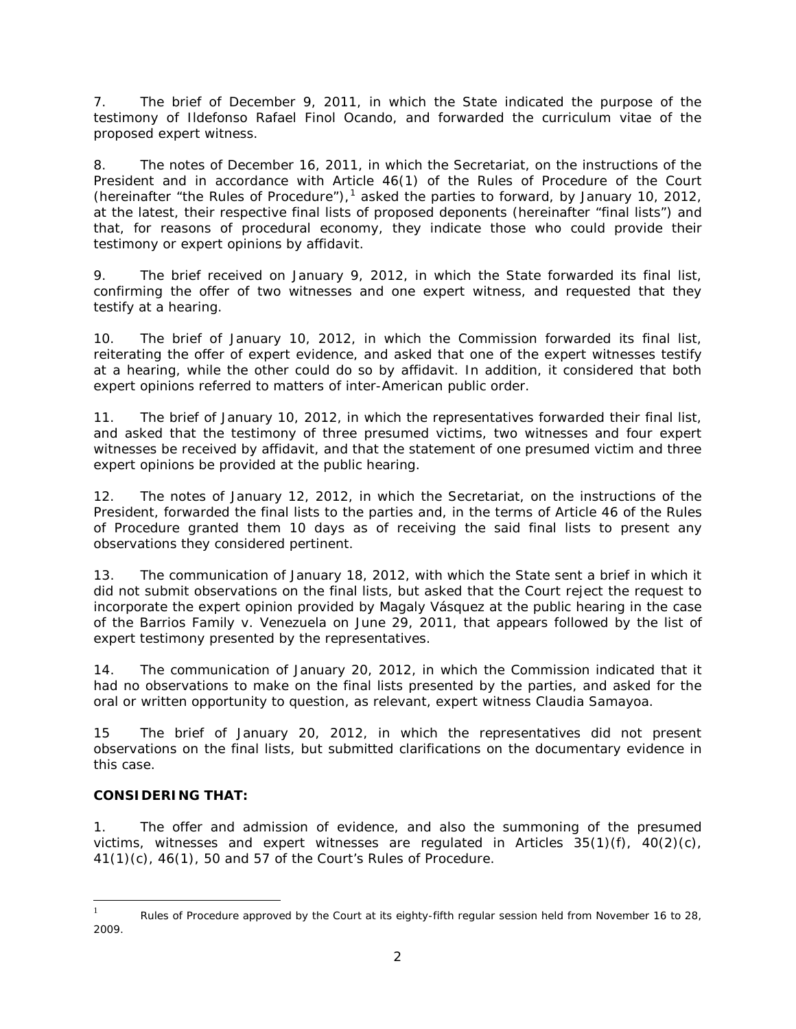7. The brief of December 9, 2011, in which the State indicated the purpose of the testimony of Ildefonso Rafael Finol Ocando, and forwarded the curriculum vitae of the proposed expert witness.

8. The notes of December 16, 2011, in which the Secretariat, on the instructions of the President and in accordance with Article 46(1) of the Rules of Procedure of the Court (hereinafter "the Rules of Procedure"),[1] asked the parties to forward, by January 10, 2012, at the latest, their respective final lists of proposed deponents (hereinafter "final lists") and that, for reasons of procedural economy, they indicate those who could provide their testimony or expert opinions by affidavit.

9. The brief received on January 9, 2012, in which the State forwarded its final list, confirming the offer of two witnesses and one expert witness, and requested that they testify at a hearing.

10. The brief of January 10, 2012, in which the Commission forwarded its final list, reiterating the offer of expert evidence, and asked that one of the expert witnesses testify at a hearing, while the other could do so by affidavit. In addition, it considered that both expert opinions referred to matters of inter-American public order.

11. The brief of January 10, 2012, in which the representatives forwarded their final list, and asked that the testimony of three presumed victims, two witnesses and four expert witnesses be received by affidavit, and that the statement of one presumed victim and three expert opinions be provided at the public hearing.

12. The notes of January 12, 2012, in which the Secretariat, on the instructions of the President, forwarded the final lists to the parties and, in the terms of Article 46 of the Rules of Procedure granted them 10 days as of receiving the said final lists to present any observations they considered pertinent.

13. The communication of January 18, 2012, with which the State sent a brief in which it did not submit observations on the final lists, but asked that the Court reject the request to incorporate the expert opinion provided by Magaly Vásquez at the public hearing in the case of the Barrios Family v. Venezuela on June 29, 2011, that appears followed by the list of expert testimony presented by the representatives.

14. The communication of January 20, 2012, in which the Commission indicated that it had no observations to make on the final lists presented by the parties, and asked for the oral or written opportunity to question, as relevant, expert witness Claudia Samayoa.

15 The brief of January 20, 2012, in which the representatives did not present observations on the final lists, but submitted clarifications on the documentary evidence in this case.

**CONSIDERING THAT:**

1. The offer and admission of evidence, and also the summoning of the presumed victims, witnesses and expert witnesses are regulated in Articles 35(1)(f), 40(2)(c), 41(1)(c), 46(1), 50 and 57 of the Court's Rules of Procedure.

---

[1] Rules of Procedure approved by the Court at its eighty-fifth regular session held from November 16 to 28, 2009.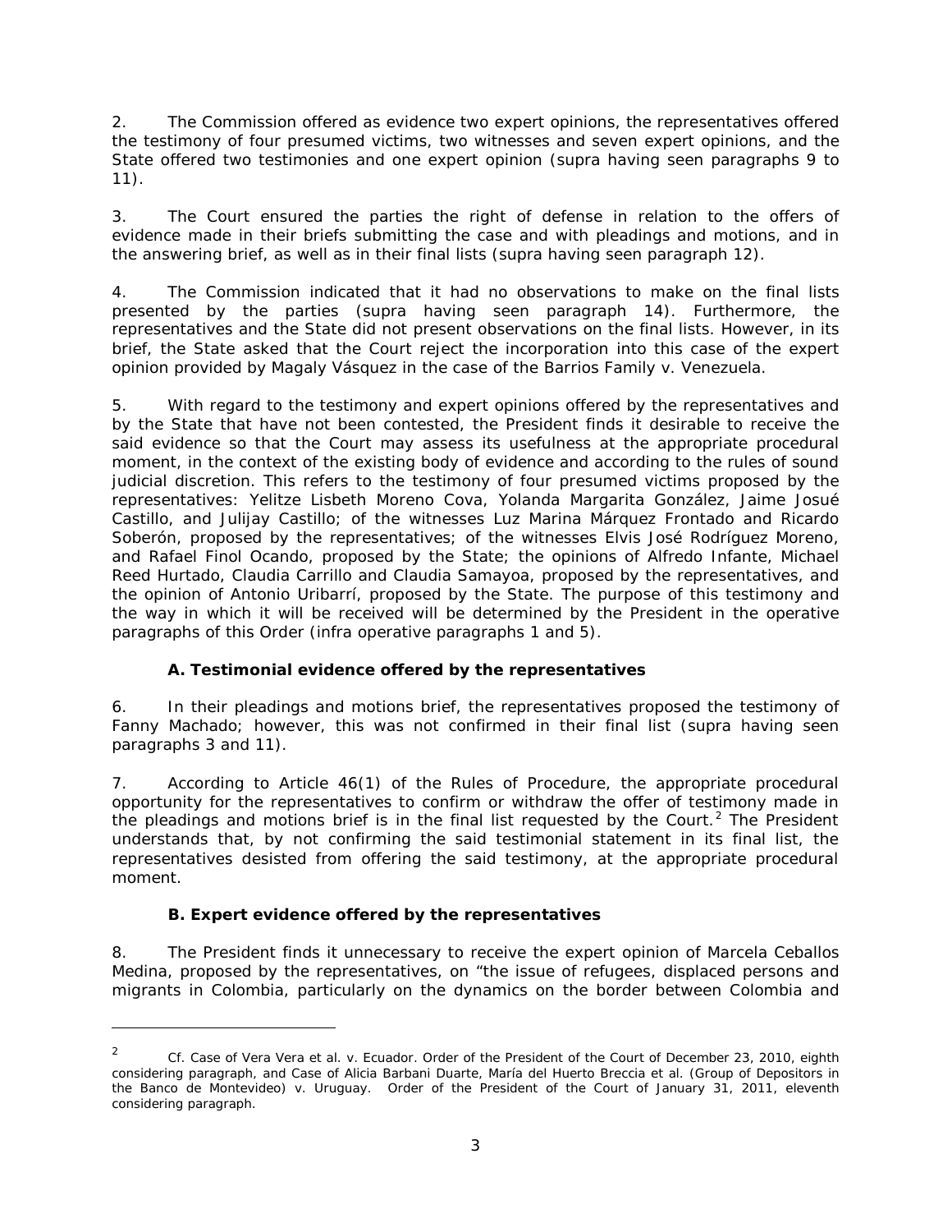2. The Commission offered as evidence two expert opinions, the representatives offered the testimony of four presumed victims, two witnesses and seven expert opinions, and the State offered two testimonies and one expert opinion (supra having seen paragraphs 9 to 11).

3. The Court ensured the parties the right of defense in relation to the offers of evidence made in their briefs submitting the case and with pleadings and motions, and in the answering brief, as well as in their final lists (supra having seen paragraph 12).

4. The Commission indicated that it had no observations to make on the final lists presented by the parties (supra having seen paragraph 14). Furthermore, the representatives and the State did not present observations on the final lists. However, in its brief, the State asked that the Court reject the incorporation into this case of the expert opinion provided by Magaly Vásquez in the case of the Barrios Family v. Venezuela.

5. With regard to the testimony and expert opinions offered by the representatives and by the State that have not been contested, the President finds it desirable to receive the said evidence so that the Court may assess its usefulness at the appropriate procedural moment, in the context of the existing body of evidence and according to the rules of sound judicial discretion. This refers to the testimony of four presumed victims proposed by the representatives: Yelitze Lisbeth Moreno Cova, Yolanda Margarita González, Jaime Josué Castillo, and Julijay Castillo; of the witnesses Luz Marina Márquez Frontado and Ricardo Soberón, proposed by the representatives; of the witnesses Elvis José Rodríguez Moreno, and Rafael Finol Ocando, proposed by the State; the opinions of Alfredo Infante, Michael Reed Hurtado, Claudia Carrillo and Claudia Samayoa, proposed by the representatives, and the opinion of Antonio Uribarrí, proposed by the State. The purpose of this testimony and the way in which it will be received will be determined by the President in the operative paragraphs of this Order (infra operative paragraphs 1 and 5).

### A. Testimonial evidence offered by the representatives

6. In their pleadings and motions brief, the representatives proposed the testimony of Fanny Machado; however, this was not confirmed in their final list (supra having seen paragraphs 3 and 11).

7. According to Article 46(1) of the Rules of Procedure, the appropriate procedural opportunity for the representatives to confirm or withdraw the offer of testimony made in the pleadings and motions brief is in the final list requested by the Court.[2] The President understands that, by not confirming the said testimonial statement in its final list, the representatives desisted from offering the said testimony, at the appropriate procedural moment.

### B. Expert evidence offered by the representatives

8. The President finds it unnecessary to receive the expert opinion of Marcela Ceballos Medina, proposed by the representatives, on "the issue of refugees, displaced persons and migrants in Colombia, particularly on the dynamics on the border between Colombia and

---

[2] *Cf. Case of Vera Vera et al. v. Ecuador.* Order of the President of the Court of December 23, 2010, eighth considering paragraph, and *Case of Alicia Barbani Duarte, María del Huerto Breccia et al. (Group of Depositors in the Banco de Montevideo) v. Uruguay.* Order of the President of the Court of January 31, 2011, eleventh considering paragraph.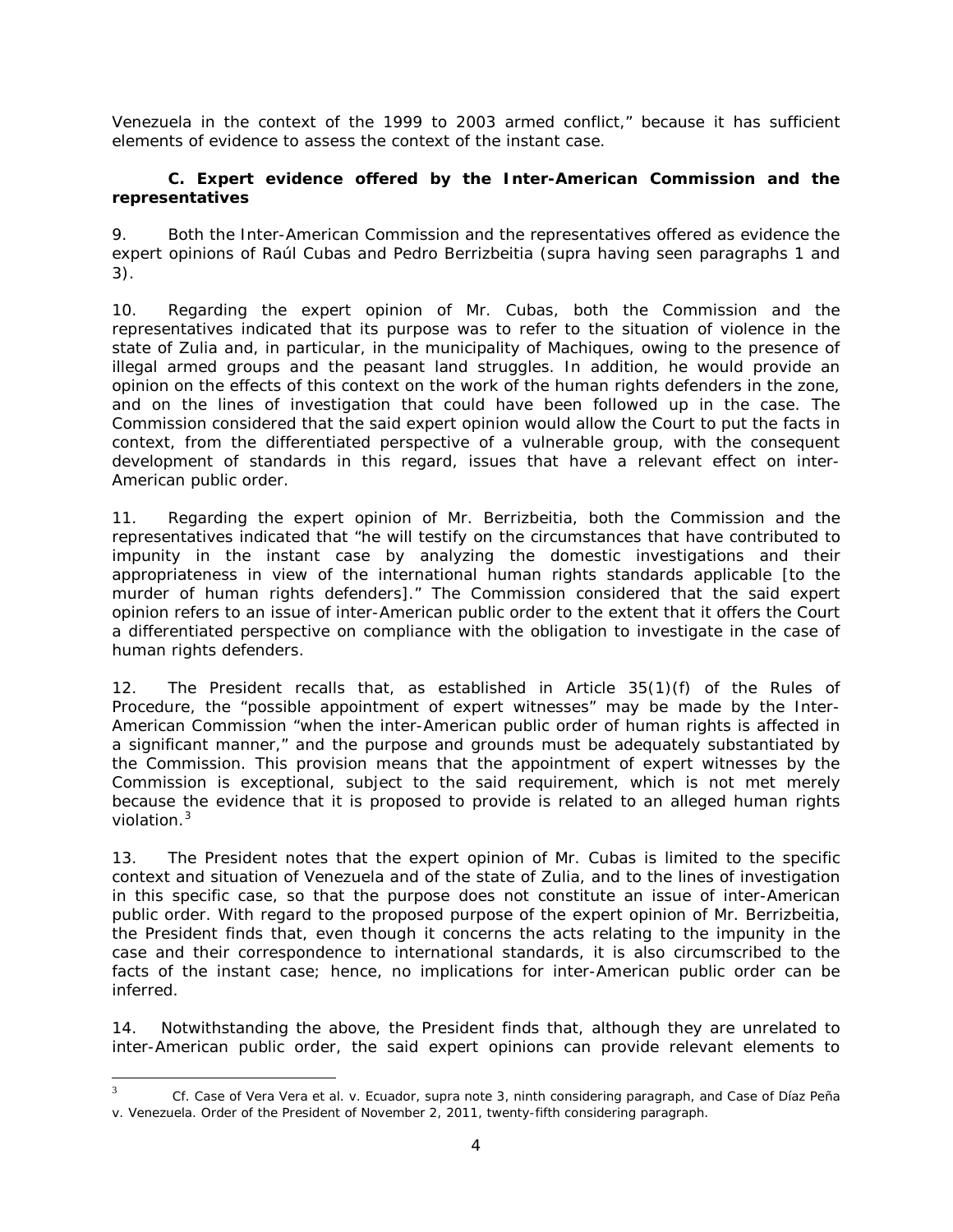Venezuela in the context of the 1999 to 2003 armed conflict," because it has sufficient elements of evidence to assess the context of the instant case.

### C. Expert evidence offered by the Inter-American Commission and the representatives

9. Both the Inter-American Commission and the representatives offered as evidence the expert opinions of Raúl Cubas and Pedro Berrizbeitia (*supra* having seen paragraphs 1 and 3).

10. Regarding the expert opinion of Mr. Cubas, both the Commission and the representatives indicated that its purpose was to refer to the situation of violence in the state of Zulia and, in particular, in the municipality of Machiques, owing to the presence of illegal armed groups and the peasant land struggles. In addition, he would provide an opinion on the effects of this context on the work of the human rights defenders in the zone, and on the lines of investigation that could have been followed up in the case. The Commission considered that the said expert opinion would allow the Court to put the facts in context, from the differentiated perspective of a vulnerable group, with the consequent development of standards in this regard, issues that have a relevant effect on inter-American public order.

11. Regarding the expert opinion of Mr. Berrizbeitia, both the Commission and the representatives indicated that "he will testify on the circumstances that have contributed to impunity in the instant case by analyzing the domestic investigations and their appropriateness in view of the international human rights standards applicable [to the murder of human rights defenders]." The Commission considered that the said expert opinion refers to an issue of inter-American public order to the extent that it offers the Court a differentiated perspective on compliance with the obligation to investigate in the case of human rights defenders.

12. The President recalls that, as established in Article 35(1)(f) of the Rules of Procedure, the "possible appointment of expert witnesses" may be made by the Inter-American Commission "when the inter-American public order of human rights is affected in a significant manner," and the purpose and grounds must be adequately substantiated by the Commission. This provision means that the appointment of expert witnesses by the Commission is exceptional, subject to the said requirement, which is not met merely because the evidence that it is proposed to provide is related to an alleged human rights violation.[3]

13. The President notes that the expert opinion of Mr. Cubas is limited to the specific context and situation of Venezuela and of the state of Zulia, and to the lines of investigation in this specific case, so that the purpose does not constitute an issue of inter-American public order. With regard to the proposed purpose of the expert opinion of Mr. Berrizbeitia, the President finds that, even though it concerns the acts relating to the impunity in the case and their correspondence to international standards, it is also circumscribed to the facts of the instant case; hence, no implications for inter-American public order can be inferred.

14. Notwithstanding the above, the President finds that, although they are unrelated to inter-American public order, the said expert opinions can provide relevant elements to

---

[3] *Cf. Case of Vera Vera et al. v. Ecuador, supra* note 3, ninth considering paragraph, and *Case of Díaz Peña v. Venezuela*. Order of the President of November 2, 2011, twenty-fifth considering paragraph.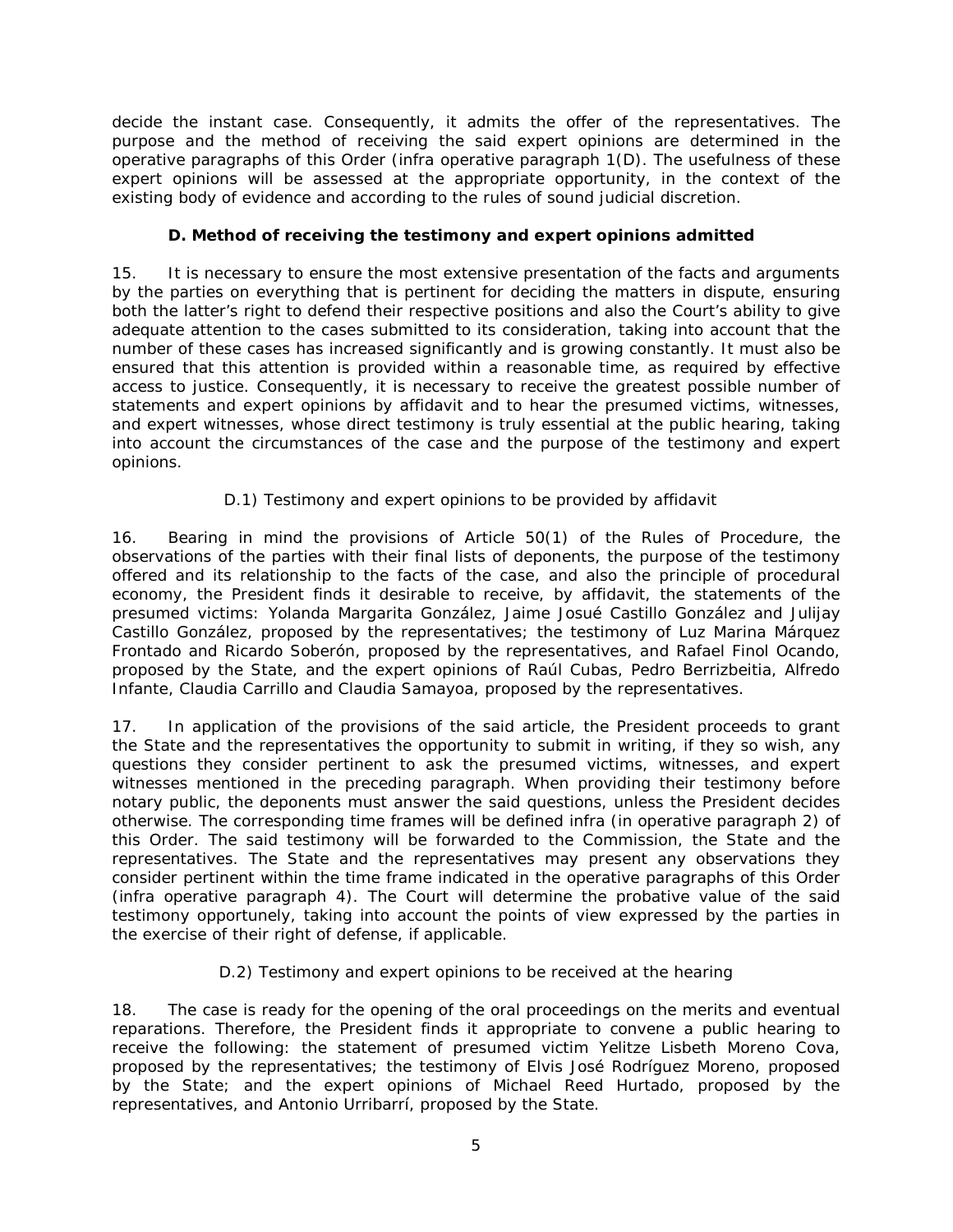decide the instant case. Consequently, it admits the offer of the representatives. The purpose and the method of receiving the said expert opinions are determined in the operative paragraphs of this Order (infra operative paragraph 1(D). The usefulness of these expert opinions will be assessed at the appropriate opportunity, in the context of the existing body of evidence and according to the rules of sound judicial discretion.

### D. Method of receiving the testimony and expert opinions admitted

15. It is necessary to ensure the most extensive presentation of the facts and arguments by the parties on everything that is pertinent for deciding the matters in dispute, ensuring both the latter's right to defend their respective positions and also the Court's ability to give adequate attention to the cases submitted to its consideration, taking into account that the number of these cases has increased significantly and is growing constantly. It must also be ensured that this attention is provided within a reasonable time, as required by effective access to justice. Consequently, it is necessary to receive the greatest possible number of statements and expert opinions by affidavit and to hear the presumed victims, witnesses, and expert witnesses, whose direct testimony is truly essential at the public hearing, taking into account the circumstances of the case and the purpose of the testimony and expert opinions.

#### D.1) Testimony and expert opinions to be provided by affidavit

16. Bearing in mind the provisions of Article 50(1) of the Rules of Procedure, the observations of the parties with their final lists of deponents, the purpose of the testimony offered and its relationship to the facts of the case, and also the principle of procedural economy, the President finds it desirable to receive, by affidavit, the statements of the presumed victims: Yolanda Margarita González, Jaime Josué Castillo González and Julijay Castillo González, proposed by the representatives; the testimony of Luz Marina Márquez Frontado and Ricardo Soberón, proposed by the representatives, and Rafael Finol Ocando, proposed by the State, and the expert opinions of Raúl Cubas, Pedro Berrizbeitia, Alfredo Infante, Claudia Carrillo and Claudia Samayoa, proposed by the representatives.

17. In application of the provisions of the said article, the President proceeds to grant the State and the representatives the opportunity to submit in writing, if they so wish, any questions they consider pertinent to ask the presumed victims, witnesses, and expert witnesses mentioned in the preceding paragraph. When providing their testimony before notary public, the deponents must answer the said questions, unless the President decides otherwise. The corresponding time frames will be defined infra (in operative paragraph 2) of this Order. The said testimony will be forwarded to the Commission, the State and the representatives. The State and the representatives may present any observations they consider pertinent within the time frame indicated in the operative paragraphs of this Order (infra operative paragraph 4). The Court will determine the probative value of the said testimony opportunely, taking into account the points of view expressed by the parties in the exercise of their right of defense, if applicable.

#### D.2) Testimony and expert opinions to be received at the hearing

18. The case is ready for the opening of the oral proceedings on the merits and eventual reparations. Therefore, the President finds it appropriate to convene a public hearing to receive the following: the statement of presumed victim Yelitze Lisbeth Moreno Cova, proposed by the representatives; the testimony of Elvis José Rodríguez Moreno, proposed by the State; and the expert opinions of Michael Reed Hurtado, proposed by the representatives, and Antonio Urribarrí, proposed by the State.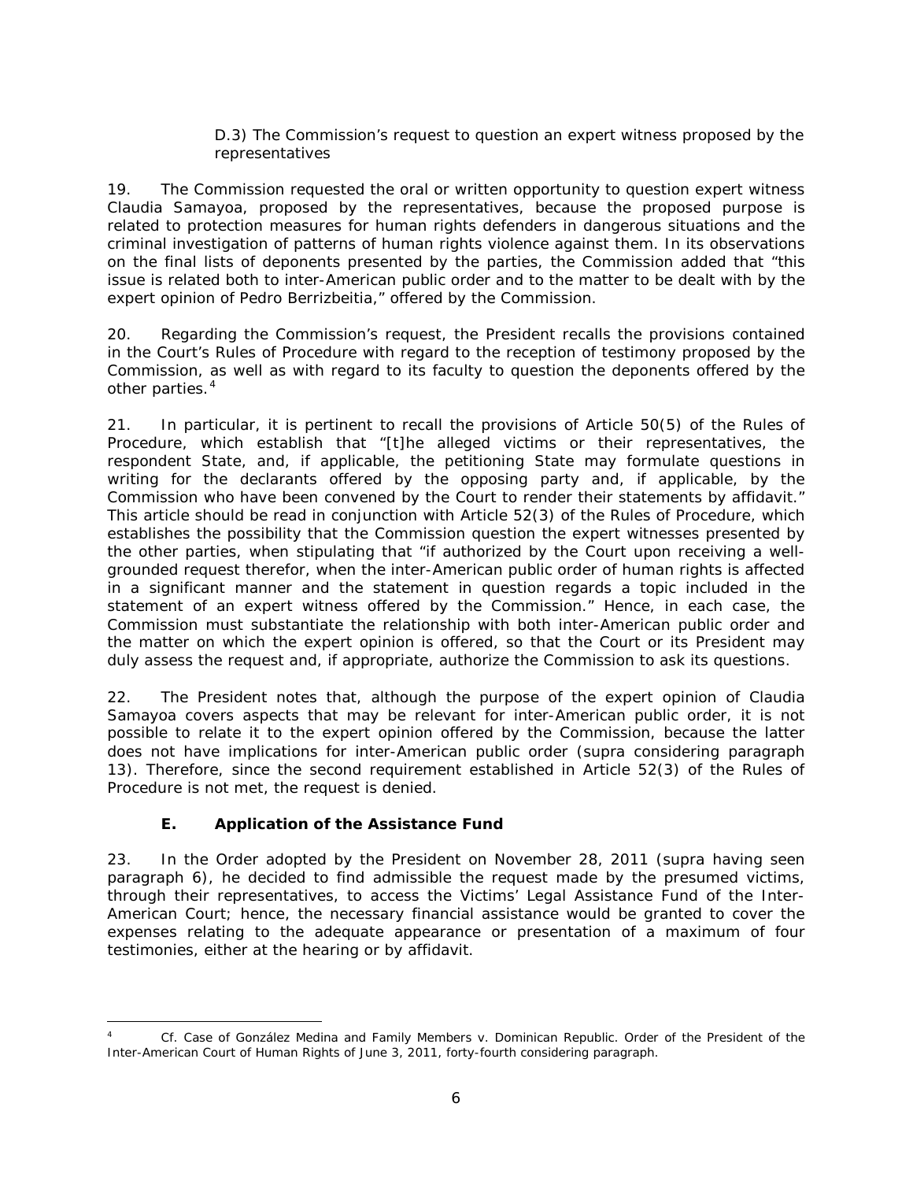D.3) The Commission's request to question an expert witness proposed by the representatives

19. The Commission requested the oral or written opportunity to question expert witness Claudia Samayoa, proposed by the representatives, because the proposed purpose is related to protection measures for human rights defenders in dangerous situations and the criminal investigation of patterns of human rights violence against them. In its observations on the final lists of deponents presented by the parties, the Commission added that "this issue is related both to inter-American public order and to the matter to be dealt with by the expert opinion of Pedro Berrizbeitia," offered by the Commission.

20. Regarding the Commission's request, the President recalls the provisions contained in the Court's Rules of Procedure with regard to the reception of testimony proposed by the Commission, as well as with regard to its faculty to question the deponents offered by the other parties.[4]

21. In particular, it is pertinent to recall the provisions of Article 50(5) of the Rules of Procedure, which establish that "[t]he alleged victims or their representatives, the respondent State, and, if applicable, the petitioning State may formulate questions in writing for the declarants offered by the opposing party and, if applicable, by the Commission who have been convened by the Court to render their statements by affidavit." This article should be read in conjunction with Article 52(3) of the Rules of Procedure, which establishes the possibility that the Commission question the expert witnesses presented by the other parties, when stipulating that "if authorized by the Court upon receiving a well-grounded request therefor, when the inter-American public order of human rights is affected in a significant manner and the statement in question regards a topic included in the statement of an expert witness offered by the Commission." Hence, in each case, the Commission must substantiate the relationship with both inter-American public order and the matter on which the expert opinion is offered, so that the Court or its President may duly assess the request and, if appropriate, authorize the Commission to ask its questions.

22. The President notes that, although the purpose of the expert opinion of Claudia Samayoa covers aspects that may be relevant for inter-American public order, it is not possible to relate it to the expert opinion offered by the Commission, because the latter does not have implications for inter-American public order (*supra* considering paragraph 13). Therefore, since the second requirement established in Article 52(3) of the Rules of Procedure is not met, the request is denied.

## E. Application of the Assistance Fund

23. In the Order adopted by the President on November 28, 2011 (*supra* having seen paragraph 6), he decided to find admissible the request made by the presumed victims, through their representatives, to access the Victims' Legal Assistance Fund of the Inter-American Court; hence, the necessary financial assistance would be granted to cover the expenses relating to the adequate appearance or presentation of a maximum of four testimonies, either at the hearing or by affidavit.

---

[4] *Cf. Case of González Medina and Family Members v. Dominican Republic.* Order of the President of the Inter-American Court of Human Rights of June 3, 2011, forty-fourth considering paragraph.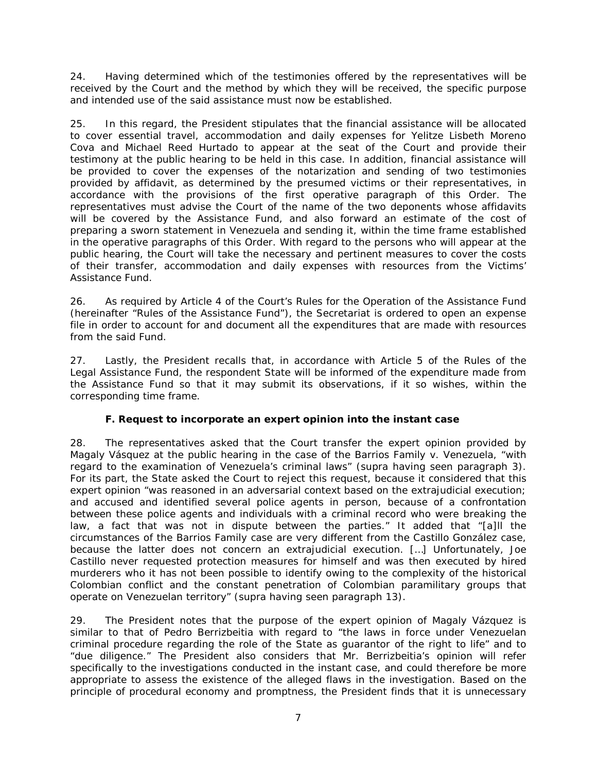24. Having determined which of the testimonies offered by the representatives will be received by the Court and the method by which they will be received, the specific purpose and intended use of the said assistance must now be established.

25. In this regard, the President stipulates that the financial assistance will be allocated to cover essential travel, accommodation and daily expenses for Yelitze Lisbeth Moreno Cova and Michael Reed Hurtado to appear at the seat of the Court and provide their testimony at the public hearing to be held in this case. In addition, financial assistance will be provided to cover the expenses of the notarization and sending of two testimonies provided by affidavit, as determined by the presumed victims or their representatives, in accordance with the provisions of the first operative paragraph of this Order. The representatives must advise the Court of the name of the two deponents whose affidavits will be covered by the Assistance Fund, and also forward an estimate of the cost of preparing a sworn statement in Venezuela and sending it, within the time frame established in the operative paragraphs of this Order. With regard to the persons who will appear at the public hearing, the Court will take the necessary and pertinent measures to cover the costs of their transfer, accommodation and daily expenses with resources from the Victims' Assistance Fund.

26. As required by Article 4 of the Court's Rules for the Operation of the Assistance Fund (hereinafter "Rules of the Assistance Fund"), the Secretariat is ordered to open an expense file in order to account for and document all the expenditures that are made with resources from the said Fund.

27. Lastly, the President recalls that, in accordance with Article 5 of the Rules of the Legal Assistance Fund, the respondent State will be informed of the expenditure made from the Assistance Fund so that it may submit its observations, if it so wishes, within the corresponding time frame.

### F. Request to incorporate an expert opinion into the instant case

28. The representatives asked that the Court transfer the expert opinion provided by Magaly Vásquez at the public hearing in the case of the Barrios Family v. Venezuela, "with regard to the examination of Venezuela's criminal laws" (*supra* having seen paragraph 3). For its part, the State asked the Court to reject this request, because it considered that this expert opinion "was reasoned in an adversarial context based on the extrajudicial execution; and accused and identified several police agents in person, because of a confrontation between these police agents and individuals with a criminal record who were breaking the law, a fact that was not in dispute between the parties." It added that "[a]ll the circumstances of the Barrios Family case are very different from the Castillo González case, because the latter does not concern an extrajudicial execution. […] Unfortunately, Joe Castillo never requested protection measures for himself and was then executed by hired murderers who it has not been possible to identify owing to the complexity of the historical Colombian conflict and the constant penetration of Colombian paramilitary groups that operate on Venezuelan territory" (*supra* having seen paragraph 13).

29. The President notes that the purpose of the expert opinion of Magaly Vázquez is similar to that of Pedro Berrizbeitia with regard to "the laws in force under Venezuelan criminal procedure regarding the role of the State as guarantor of the right to life" and to "due diligence." The President also considers that Mr. Berrizbeitia's opinion will refer specifically to the investigations conducted in the instant case, and could therefore be more appropriate to assess the existence of the alleged flaws in the investigation. Based on the principle of procedural economy and promptness, the President finds that it is unnecessary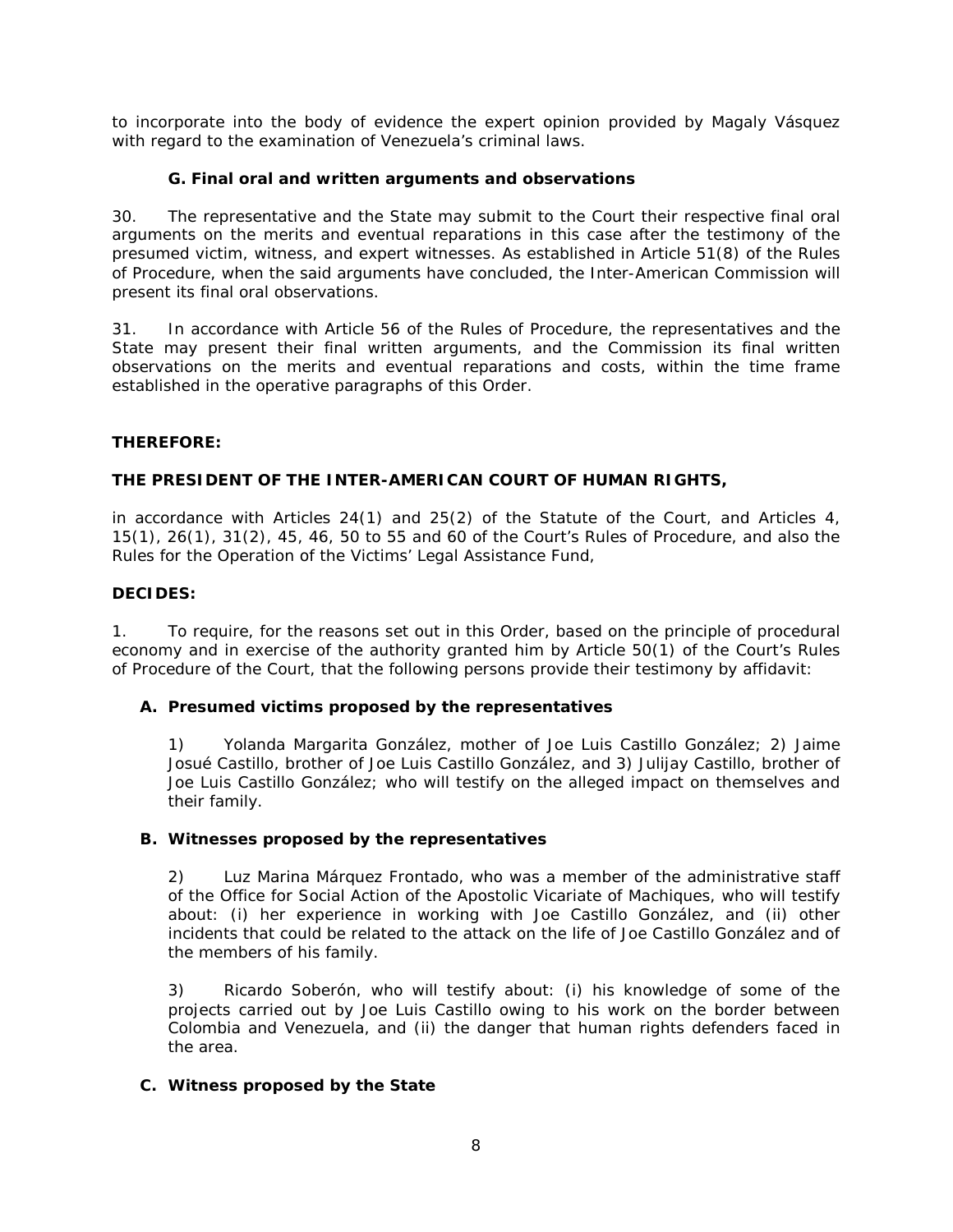to incorporate into the body of evidence the expert opinion provided by Magaly Vásquez with regard to the examination of Venezuela's criminal laws.

### G. Final oral and written arguments and observations

30. The representative and the State may submit to the Court their respective final oral arguments on the merits and eventual reparations in this case after the testimony of the presumed victim, witness, and expert witnesses. As established in Article 51(8) of the Rules of Procedure, when the said arguments have concluded, the Inter-American Commission will present its final oral observations.

31. In accordance with Article 56 of the Rules of Procedure, the representatives and the State may present their final written arguments, and the Commission its final written observations on the merits and eventual reparations and costs, within the time frame established in the operative paragraphs of this Order.

**THEREFORE:**

**THE PRESIDENT OF THE INTER-AMERICAN COURT OF HUMAN RIGHTS,**

in accordance with Articles 24(1) and 25(2) of the Statute of the Court, and Articles 4, 15(1), 26(1), 31(2), 45, 46, 50 to 55 and 60 of the Court's Rules of Procedure, and also the Rules for the Operation of the Victims' Legal Assistance Fund,

**DECIDES:**

1. To require, for the reasons set out in this Order, based on the principle of procedural economy and in exercise of the authority granted him by Article 50(1) of the Court's Rules of Procedure of the Court, that the following persons provide their testimony by affidavit:

**A. Presumed victims proposed by the representatives**

1) Yolanda Margarita González, mother of Joe Luis Castillo González; 2) Jaime Josué Castillo, brother of Joe Luis Castillo González, and 3) Julijay Castillo, brother of Joe Luis Castillo González; who will testify on the alleged impact on themselves and their family.

**B. Witnesses proposed by the representatives**

2) Luz Marina Márquez Frontado, who was a member of the administrative staff of the Office for Social Action of the Apostolic Vicariate of Machiques, who will testify about: (i) her experience in working with Joe Castillo González, and (ii) other incidents that could be related to the attack on the life of Joe Castillo González and of the members of his family.

3) Ricardo Soberón, who will testify about: (i) his knowledge of some of the projects carried out by Joe Luis Castillo owing to his work on the border between Colombia and Venezuela, and (ii) the danger that human rights defenders faced in the area.

**C. Witness proposed by the State**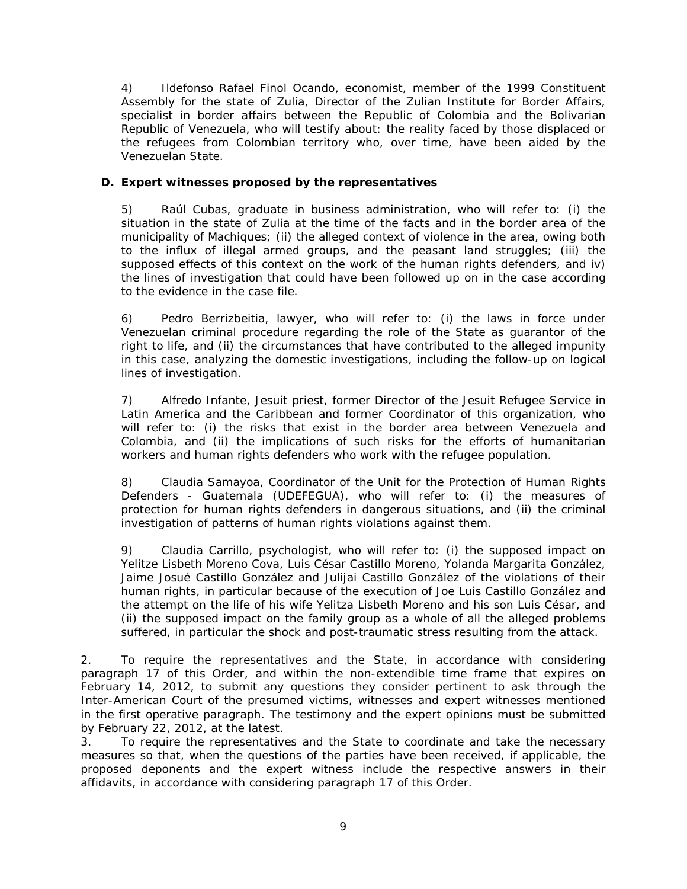4) Ildefonso Rafael Finol Ocando, economist, member of the 1999 Constituent Assembly for the state of Zulia, Director of the Zulian Institute for Border Affairs, specialist in border affairs between the Republic of Colombia and the Bolivarian Republic of Venezuela, who will testify about: the reality faced by those displaced or the refugees from Colombian territory who, over time, have been aided by the Venezuelan State.

**D. Expert witnesses proposed by the representatives**

5) Raúl Cubas, graduate in business administration, who will refer to: (i) the situation in the state of Zulia at the time of the facts and in the border area of the municipality of Machiques; (ii) the alleged context of violence in the area, owing both to the influx of illegal armed groups, and the peasant land struggles; (iii) the supposed effects of this context on the work of the human rights defenders, and iv) the lines of investigation that could have been followed up on in the case according to the evidence in the case file.

6) Pedro Berrizbeitia, lawyer, who will refer to: (i) the laws in force under Venezuelan criminal procedure regarding the role of the State as guarantor of the right to life, and (ii) the circumstances that have contributed to the alleged impunity in this case, analyzing the domestic investigations, including the follow-up on logical lines of investigation.

7) Alfredo Infante, Jesuit priest, former Director of the Jesuit Refugee Service in Latin America and the Caribbean and former Coordinator of this organization, who will refer to: (i) the risks that exist in the border area between Venezuela and Colombia, and (ii) the implications of such risks for the efforts of humanitarian workers and human rights defenders who work with the refugee population.

8) Claudia Samayoa, Coordinator of the Unit for the Protection of Human Rights Defenders - Guatemala (UDEFEGUA), who will refer to: (i) the measures of protection for human rights defenders in dangerous situations, and (ii) the criminal investigation of patterns of human rights violations against them.

9) Claudia Carrillo, psychologist, who will refer to: (i) the supposed impact on Yelitze Lisbeth Moreno Cova, Luis César Castillo Moreno, Yolanda Margarita González, Jaime Josué Castillo González and Julijai Castillo González of the violations of their human rights, in particular because of the execution of Joe Luis Castillo González and the attempt on the life of his wife Yelitza Lisbeth Moreno and his son Luis César, and (ii) the supposed impact on the family group as a whole of all the alleged problems suffered, in particular the shock and post-traumatic stress resulting from the attack.

2. To require the representatives and the State, in accordance with considering paragraph 17 of this Order, and within the non-extendible time frame that expires on February 14, 2012, to submit any questions they consider pertinent to ask through the Inter-American Court of the presumed victims, witnesses and expert witnesses mentioned in the first operative paragraph. The testimony and the expert opinions must be submitted by February 22, 2012, at the latest.

3. To require the representatives and the State to coordinate and take the necessary measures so that, when the questions of the parties have been received, if applicable, the proposed deponents and the expert witness include the respective answers in their affidavits, in accordance with considering paragraph 17 of this Order.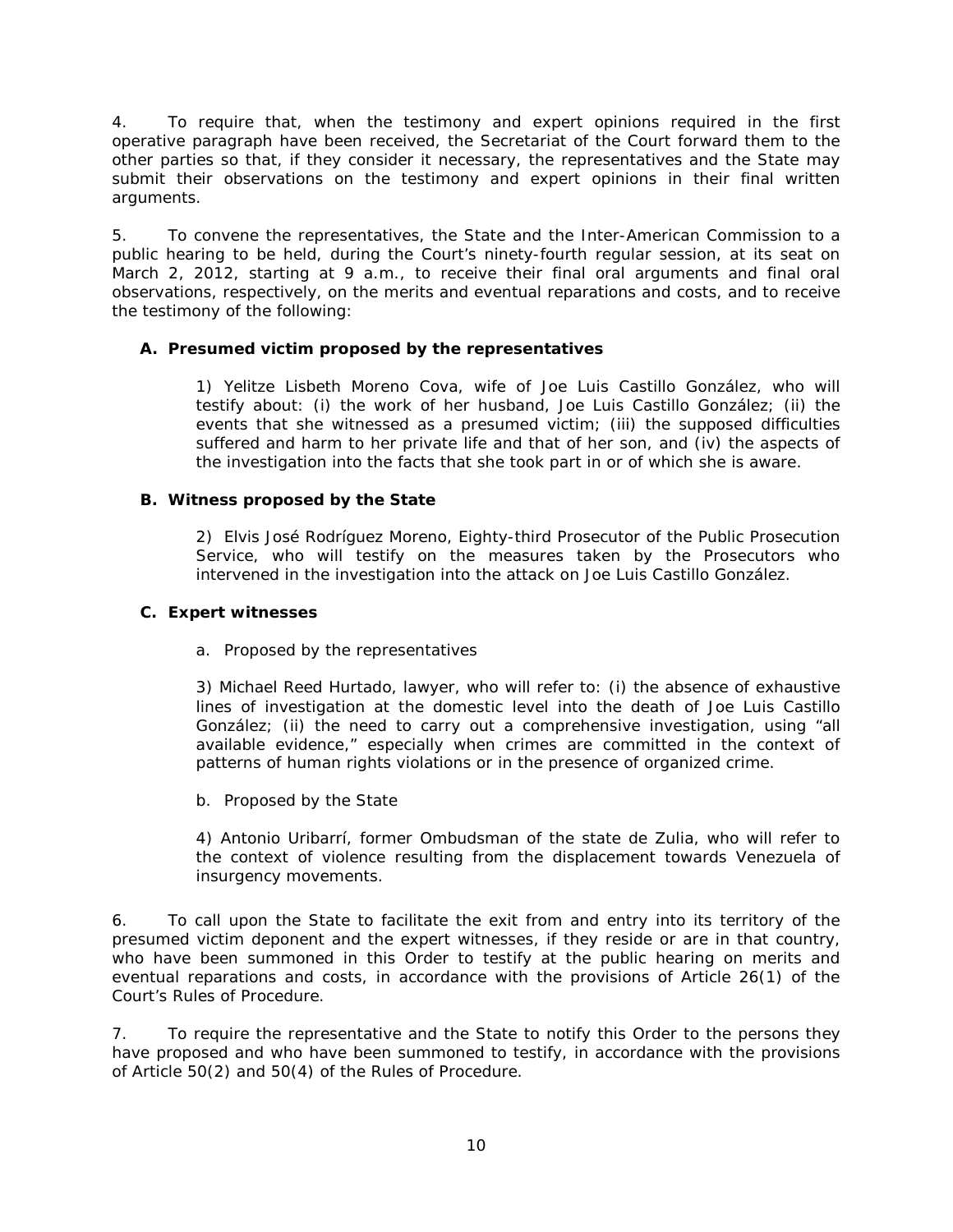4. To require that, when the testimony and expert opinions required in the first operative paragraph have been received, the Secretariat of the Court forward them to the other parties so that, if they consider it necessary, the representatives and the State may submit their observations on the testimony and expert opinions in their final written arguments.

5. To convene the representatives, the State and the Inter-American Commission to a public hearing to be held, during the Court's ninety-fourth regular session, at its seat on March 2, 2012, starting at 9 a.m., to receive their final oral arguments and final oral observations, respectively, on the merits and eventual reparations and costs, and to receive the testimony of the following:

**A. Presumed victim proposed by the representatives**

1) Yelitze Lisbeth Moreno Cova, wife of Joe Luis Castillo González, who will testify about: (i) the work of her husband, Joe Luis Castillo González; (ii) the events that she witnessed as a presumed victim; (iii) the supposed difficulties suffered and harm to her private life and that of her son, and (iv) the aspects of the investigation into the facts that she took part in or of which she is aware.

**B. Witness proposed by the State**

2) Elvis José Rodríguez Moreno, Eighty-third Prosecutor of the Public Prosecution Service, who will testify on the measures taken by the Prosecutors who intervened in the investigation into the attack on Joe Luis Castillo González.

**C. Expert witnesses**

a. Proposed by the representatives

3) Michael Reed Hurtado, lawyer, who will refer to: (i) the absence of exhaustive lines of investigation at the domestic level into the death of Joe Luis Castillo González; (ii) the need to carry out a comprehensive investigation, using "all available evidence," especially when crimes are committed in the context of patterns of human rights violations or in the presence of organized crime.

b. Proposed by the State

4) Antonio Uribarrí, former Ombudsman of the state de Zulia, who will refer to the context of violence resulting from the displacement towards Venezuela of insurgency movements.

6. To call upon the State to facilitate the exit from and entry into its territory of the presumed victim deponent and the expert witnesses, if they reside or are in that country, who have been summoned in this Order to testify at the public hearing on merits and eventual reparations and costs, in accordance with the provisions of Article 26(1) of the Court's Rules of Procedure.

7. To require the representative and the State to notify this Order to the persons they have proposed and who have been summoned to testify, in accordance with the provisions of Article 50(2) and 50(4) of the Rules of Procedure.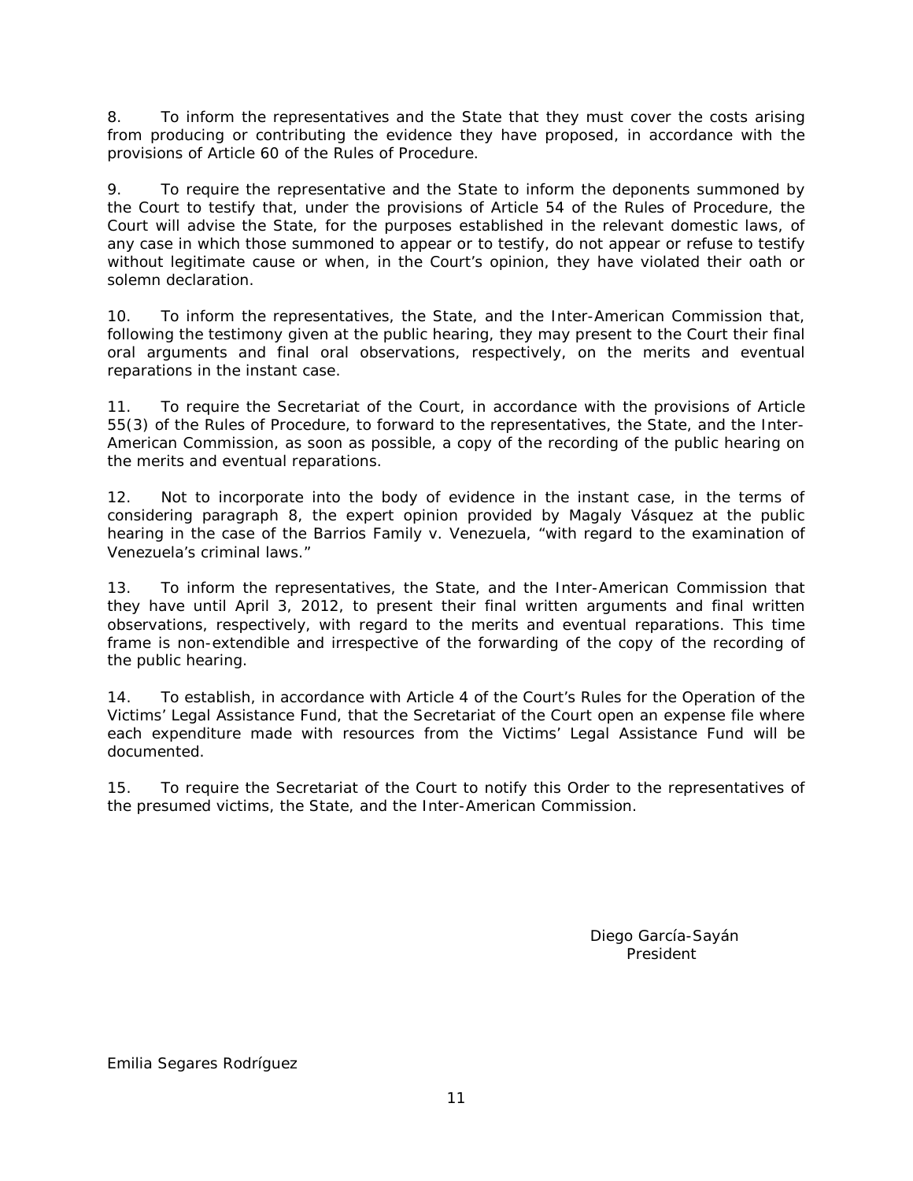8. To inform the representatives and the State that they must cover the costs arising from producing or contributing the evidence they have proposed, in accordance with the provisions of Article 60 of the Rules of Procedure.

9. To require the representative and the State to inform the deponents summoned by the Court to testify that, under the provisions of Article 54 of the Rules of Procedure, the Court will advise the State, for the purposes established in the relevant domestic laws, of any case in which those summoned to appear or to testify, do not appear or refuse to testify without legitimate cause or when, in the Court's opinion, they have violated their oath or solemn declaration.

10. To inform the representatives, the State, and the Inter-American Commission that, following the testimony given at the public hearing, they may present to the Court their final oral arguments and final oral observations, respectively, on the merits and eventual reparations in the instant case.

11. To require the Secretariat of the Court, in accordance with the provisions of Article 55(3) of the Rules of Procedure, to forward to the representatives, the State, and the Inter-American Commission, as soon as possible, a copy of the recording of the public hearing on the merits and eventual reparations.

12. Not to incorporate into the body of evidence in the instant case, in the terms of considering paragraph 8, the expert opinion provided by Magaly Vásquez at the public hearing in the case of the Barrios Family v. Venezuela, "with regard to the examination of Venezuela's criminal laws."

13. To inform the representatives, the State, and the Inter-American Commission that they have until April 3, 2012, to present their final written arguments and final written observations, respectively, with regard to the merits and eventual reparations. This time frame is non-extendible and irrespective of the forwarding of the copy of the recording of the public hearing.

14. To establish, in accordance with Article 4 of the Court's Rules for the Operation of the Victims' Legal Assistance Fund, that the Secretariat of the Court open an expense file where each expenditure made with resources from the Victims' Legal Assistance Fund will be documented.

15. To require the Secretariat of the Court to notify this Order to the representatives of the presumed victims, the State, and the Inter-American Commission.

Diego García-Sayán
President

Emilia Segares Rodríguez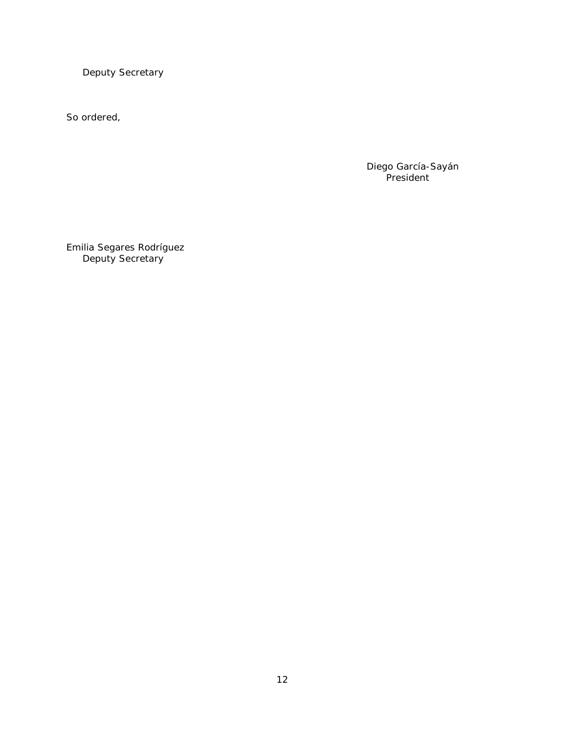Deputy Secretary

So ordered,

Diego García-Sayán
President

Emilia Segares Rodríguez
Deputy Secretary